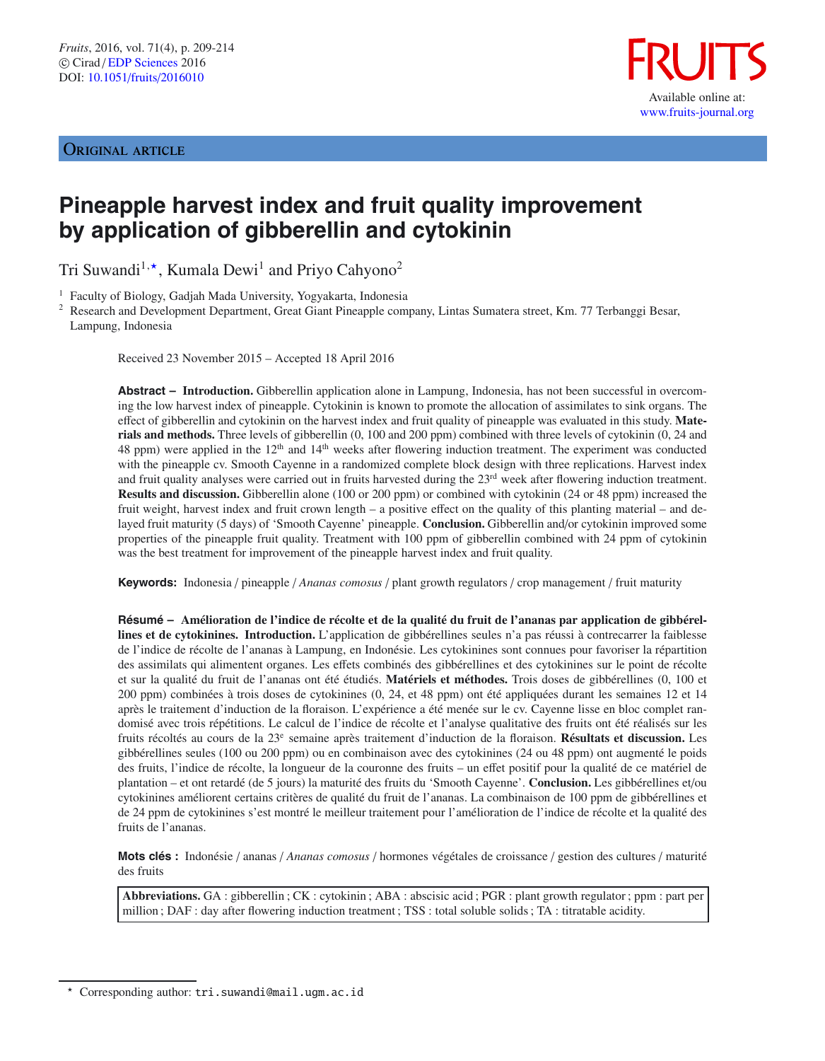Original article

# Pineapple harvest index and fruit quality improvement by application of gibberellin and cytokinin

Tri Suwandi[1,★], Kumala Dewi[1] and Priyo Cahyono[2]

[1] Faculty of Biology, Gadjah Mada University, Yogyakarta, Indonesia

[2] Research and Development Department, Great Giant Pineapple company, Lintas Sumatera street, Km. 77 Terbanggi Besar, Lampung, Indonesia

Received 23 November 2015 – Accepted 18 April 2016

**Abstract – Introduction.** Gibberellin application alone in Lampung, Indonesia, has not been successful in overcoming the low harvest index of pineapple. Cytokinin is known to promote the allocation of assimilates to sink organs. The effect of gibberellin and cytokinin on the harvest index and fruit quality of pineapple was evaluated in this study. **Materials and methods.** Three levels of gibberellin (0, 100 and 200 ppm) combined with three levels of cytokinin (0, 24 and 48 ppm) were applied in the 12th and 14th weeks after flowering induction treatment. The experiment was conducted with the pineapple cv. Smooth Cayenne in a randomized complete block design with three replications. Harvest index and fruit quality analyses were carried out in fruits harvested during the 23rd week after flowering induction treatment. **Results and discussion.** Gibberellin alone (100 or 200 ppm) or combined with cytokinin (24 or 48 ppm) increased the fruit weight, harvest index and fruit crown length – a positive effect on the quality of this planting material – and delayed fruit maturity (5 days) of 'Smooth Cayenne' pineapple. **Conclusion.** Gibberellin and/or cytokinin improved some properties of the pineapple fruit quality. Treatment with 100 ppm of gibberellin combined with 24 ppm of cytokinin was the best treatment for improvement of the pineapple harvest index and fruit quality.

**Keywords:** Indonesia / pineapple / *Ananas comosus* / plant growth regulators / crop management / fruit maturity

**Résumé – Amélioration de l'indice de récolte et de la qualité du fruit de l'ananas par application de gibbérellines et de cytokinines. Introduction.** L'application de gibbérellines seules n'a pas réussi à contrecarrer la faiblesse de l'indice de récolte de l'ananas à Lampung, en Indonésie. Les cytokinines sont connues pour favoriser la répartition des assimilats qui alimentent organes. Les effets combinés des gibbérellines et des cytokinines sur le point de récolte et sur la qualité du fruit de l'ananas ont été étudiés. **Matériels et méthodes.** Trois doses de gibbérellines (0, 100 et 200 ppm) combinées à trois doses de cytokinines (0, 24, et 48 ppm) ont été appliquées durant les semaines 12 et 14 après le traitement d'induction de la floraison. L'expérience a été menée sur le cv. Cayenne lisse en bloc complet randomisé avec trois répétitions. Le calcul de l'indice de récolte et l'analyse qualitative des fruits ont été réalisés sur les fruits récoltés au cours de la 23e semaine après traitement d'induction de la floraison. **Résultats et discussion.** Les gibbérellines seules (100 ou 200 ppm) ou en combinaison avec des cytokinines (24 ou 48 ppm) ont augmenté le poids des fruits, l'indice de récolte, la longueur de la couronne des fruits – un effet positif pour la qualité de ce matériel de plantation – et ont retardé (de 5 jours) la maturité des fruits du 'Smooth Cayenne'. **Conclusion.** Les gibbérellines et/ou cytokinines améliorent certains critères de qualité du fruit de l'ananas. La combinaison de 100 ppm de gibbérellines et de 24 ppm de cytokinines s'est montré le meilleur traitement pour l'amélioration de l'indice de récolte et la qualité des fruits de l'ananas.

**Mots clés :** Indonésie / ananas / *Ananas comosus* / hormones végétales de croissance / gestion des cultures / maturité des fruits

**Abbreviations.** GA : gibberellin ; CK : cytokinin ; ABA : abscisic acid ; PGR : plant growth regulator ; ppm : part per million ; DAF : day after flowering induction treatment ; TSS : total soluble solids ; TA : titratable acidity.

★ Corresponding author: tri.suwandi@mail.ugm.ac.id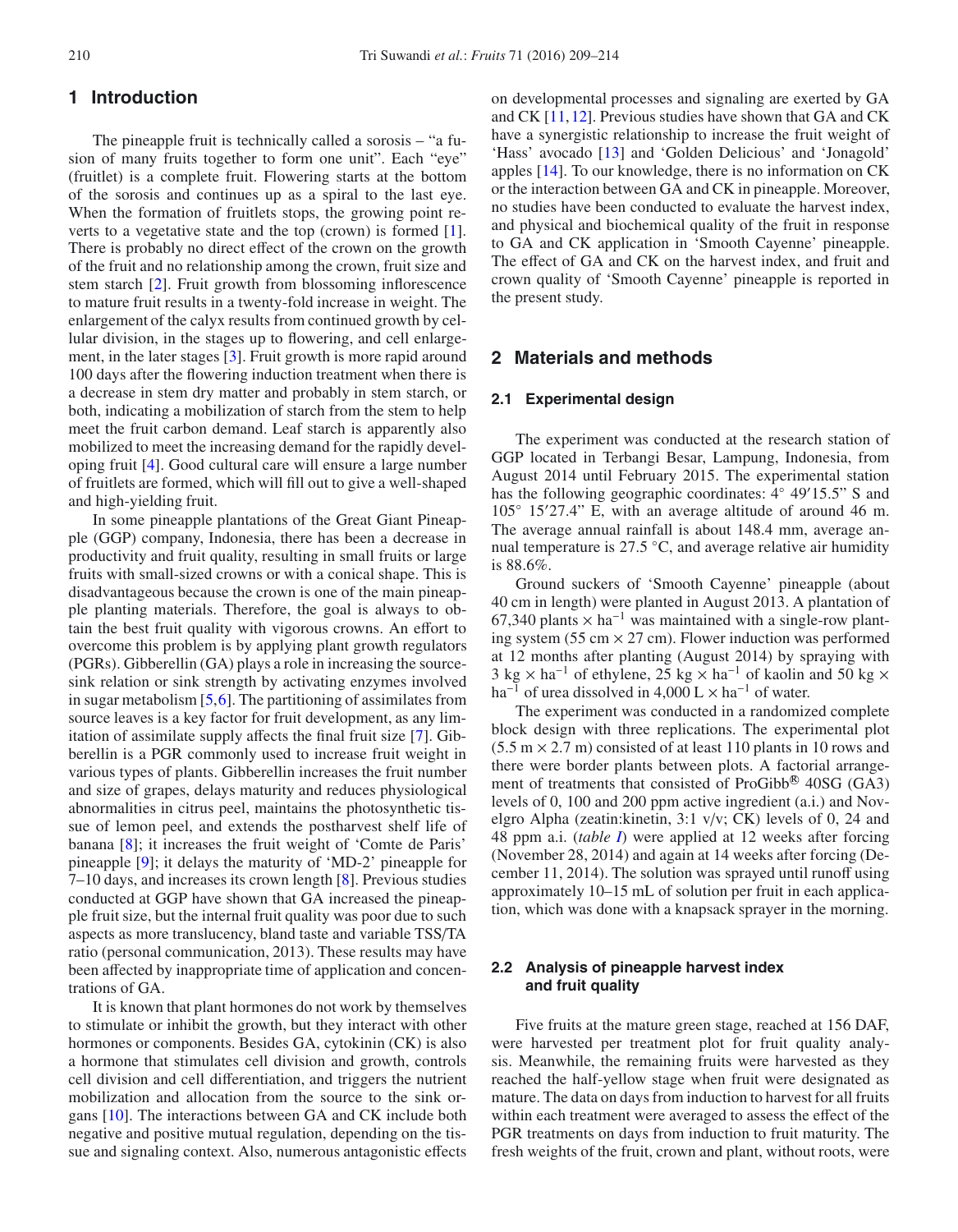## 1 Introduction

The pineapple fruit is technically called a sorosis – "a fusion of many fruits together to form one unit". Each "eye" (fruitlet) is a complete fruit. Flowering starts at the bottom of the sorosis and continues up as a spiral to the last eye. When the formation of fruitlets stops, the growing point reverts to a vegetative state and the top (crown) is formed [1]. There is probably no direct effect of the crown on the growth of the fruit and no relationship among the crown, fruit size and stem starch [2]. Fruit growth from blossoming inflorescence to mature fruit results in a twenty-fold increase in weight. The enlargement of the calyx results from continued growth by cellular division, in the stages up to flowering, and cell enlargement, in the later stages [3]. Fruit growth is more rapid around 100 days after the flowering induction treatment when there is a decrease in stem dry matter and probably in stem starch, or both, indicating a mobilization of starch from the stem to help meet the fruit carbon demand. Leaf starch is apparently also mobilized to meet the increasing demand for the rapidly developing fruit [4]. Good cultural care will ensure a large number of fruitlets are formed, which will fill out to give a well-shaped and high-yielding fruit.

In some pineapple plantations of the Great Giant Pineapple (GGP) company, Indonesia, there has been a decrease in productivity and fruit quality, resulting in small fruits or large fruits with small-sized crowns or with a conical shape. This is disadvantageous because the crown is one of the main pineapple planting materials. Therefore, the goal is always to obtain the best fruit quality with vigorous crowns. An effort to overcome this problem is by applying plant growth regulators (PGRs). Gibberellin (GA) plays a role in increasing the source-sink relation or sink strength by activating enzymes involved in sugar metabolism [5,6]. The partitioning of assimilates from source leaves is a key factor for fruit development, as any limitation of assimilate supply affects the final fruit size [7]. Gibberellin is a PGR commonly used to increase fruit weight in various types of plants. Gibberellin increases the fruit number and size of grapes, delays maturity and reduces physiological abnormalities in citrus peel, maintains the photosynthetic tissue of lemon peel, and extends the postharvest shelf life of banana [8]; it increases the fruit weight of 'Comte de Paris' pineapple [9]; it delays the maturity of 'MD-2' pineapple for 7–10 days, and increases its crown length [8]. Previous studies conducted at GGP have shown that GA increased the pineapple fruit size, but the internal fruit quality was poor due to such aspects as more translucency, bland taste and variable TSS/TA ratio (personal communication, 2013). These results may have been affected by inappropriate time of application and concentrations of GA.

It is known that plant hormones do not work by themselves to stimulate or inhibit the growth, but they interact with other hormones or components. Besides GA, cytokinin (CK) is also a hormone that stimulates cell division and growth, controls cell division and cell differentiation, and triggers the nutrient mobilization and allocation from the source to the sink organs [10]. The interactions between GA and CK include both negative and positive mutual regulation, depending on the tissue and signaling context. Also, numerous antagonistic effects on developmental processes and signaling are exerted by GA and CK [11,12]. Previous studies have shown that GA and CK have a synergistic relationship to increase the fruit weight of 'Hass' avocado [13] and 'Golden Delicious' and 'Jonagold' apples [14]. To our knowledge, there is no information on CK or the interaction between GA and CK in pineapple. Moreover, no studies have been conducted to evaluate the harvest index, and physical and biochemical quality of the fruit in response to GA and CK application in 'Smooth Cayenne' pineapple. The effect of GA and CK on the harvest index, and fruit and crown quality of 'Smooth Cayenne' pineapple is reported in the present study.

## 2 Materials and methods

### 2.1 Experimental design

The experiment was conducted at the research station of GGP located in Terbangi Besar, Lampung, Indonesia, from August 2014 until February 2015. The experimental station has the following geographic coordinates: 4° 49′15.5" S and 105° 15′27.4" E, with an average altitude of around 46 m. The average annual rainfall is about 148.4 mm, average annual temperature is 27.5 °C, and average relative air humidity is 88.6%.

Ground suckers of 'Smooth Cayenne' pineapple (about 40 cm in length) were planted in August 2013. A plantation of 67,340 plants $\times$ ha$^{-1}$ was maintained with a single-row planting system (55 cm $\times$ 27 cm). Flower induction was performed at 12 months after planting (August 2014) by spraying with 3 kg $\times$ ha$^{-1}$ of ethylene, 25 kg $\times$ ha$^{-1}$ of kaolin and 50 kg $\times$ ha$^{-1}$ of urea dissolved in 4,000 L $\times$ ha$^{-1}$ of water.

The experiment was conducted in a randomized complete block design with three replications. The experimental plot (5.5 m $\times$ 2.7 m) consisted of at least 110 plants in 10 rows and there were border plants between plots. A factorial arrangement of treatments that consisted of ProGibb® 40SG (GA3) levels of 0, 100 and 200 ppm active ingredient (a.i.) and Novelgro Alpha (zeatin:kinetin, 3:1 v/v; CK) levels of 0, 24 and 48 ppm a.i. (*table I*) were applied at 12 weeks after forcing (November 28, 2014) and again at 14 weeks after forcing (December 11, 2014). The solution was sprayed until runoff using approximately 10–15 mL of solution per fruit in each application, which was done with a knapsack sprayer in the morning.

### 2.2 Analysis of pineapple harvest index and fruit quality

Five fruits at the mature green stage, reached at 156 DAF, were harvested per treatment plot for fruit quality analysis. Meanwhile, the remaining fruits were harvested as they reached the half-yellow stage when fruit were designated as mature. The data on days from induction to harvest for all fruits within each treatment were averaged to assess the effect of the PGR treatments on days from induction to fruit maturity. The fresh weights of the fruit, crown and plant, without roots, were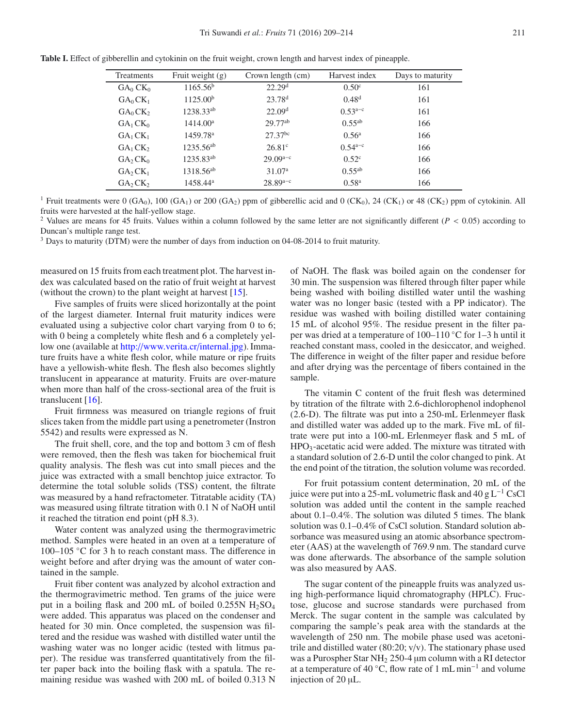**Table I.** Effect of gibberellin and cytokinin on the fruit weight, crown length and harvest index of pineapple.

| Treatments | Fruit weight (g) | Crown length (cm) | Harvest index | Days to maturity |
|---|---|---|---|---|
| $GA_0$ $CK_0$ | 1165.56[b] | 22.29[d] | 0.50[c] | 161 |
| $GA_0$ $CK_1$ | 1125.00[b] | 23.78[d] | 0.48[d] | 161 |
| $GA_0$ $CK_2$ | 1238.33[ab] | 22.09[d] | 0.53[a–c] | 161 |
| $GA_1$ $CK_0$ | 1414.00[a] | 29.77[ab] | 0.55[ab] | 166 |
| $GA_1$ $CK_1$ | 1459.78[a] | 27.37[bc] | 0.56[a] | 166 |
| $GA_1$ $CK_2$ | 1235.56[ab] | 26.81[c] | 0.54[a–c] | 166 |
| $GA_2$ $CK_0$ | 1235.83[ab] | 29.09[a–c] | 0.52[c] | 166 |
| $GA_2$ $CK_1$ | 1318.56[ab] | 31.07[a] | 0.55[ab] | 166 |
| $GA_2$ $CK_2$ | 1458.44[a] | 28.89[a–c] | 0.58[a] | 166 |

[1] Fruit treatments were 0 ($GA_0$), 100 ($GA_1$) or 200 ($GA_2$) ppm of gibberellic acid and 0 ($CK_0$), 24 ($CK_1$) or 48 ($CK_2$) ppm of cytokinin. All fruits were harvested at the half-yellow stage.

[2] Values are means for 45 fruits. Values within a column followed by the same letter are not significantly different ($P < 0.05$) according to Duncan's multiple range test.

[3] Days to maturity (DTM) were the number of days from induction on 04-08-2014 to fruit maturity.

measured on 15 fruits from each treatment plot. The harvest index was calculated based on the ratio of fruit weight at harvest (without the crown) to the plant weight at harvest [15].

Five samples of fruits were sliced horizontally at the point of the largest diameter. Internal fruit maturity indices were evaluated using a subjective color chart varying from 0 to 6; with 0 being a completely white flesh and 6 a completely yellow one (available at http://www.verita.cr/internal.jpg). Immature fruits have a white flesh color, while mature or ripe fruits have a yellowish-white flesh. The flesh also becomes slightly translucent in appearance at maturity. Fruits are over-mature when more than half of the cross-sectional area of the fruit is translucent [16].

Fruit firmness was measured on triangle regions of fruit slices taken from the middle part using a penetrometer (Instron 5542) and results were expressed as N.

The fruit shell, core, and the top and bottom 3 cm of flesh were removed, then the flesh was taken for biochemical fruit quality analysis. The flesh was cut into small pieces and the juice was extracted with a small benchtop juice extractor. To determine the total soluble solids (TSS) content, the filtrate was measured by a hand refractometer. Titratable acidity (TA) was measured using filtrate titration with 0.1 N of NaOH until it reached the titration end point (pH 8.3).

Water content was analyzed using the thermogravimetric method. Samples were heated in an oven at a temperature of 100–105 °C for 3 h to reach constant mass. The difference in weight before and after drying was the amount of water contained in the sample.

Fruit fiber content was analyzed by alcohol extraction and the thermogravimetric method. Ten grams of the juice were put in a boiling flask and 200 mL of boiled 0.255N $H_2SO_4$ were added. This apparatus was placed on the condenser and heated for 30 min. Once completed, the suspension was filtered and the residue was washed with distilled water until the washing water was no longer acidic (tested with litmus paper). The residue was transferred quantitatively from the filter paper back into the boiling flask with a spatula. The remaining residue was washed with 200 mL of boiled 0.313 N of NaOH. The flask was boiled again on the condenser for 30 min. The suspension was filtered through filter paper while being washed with boiling distilled water until the washing water was no longer basic (tested with a PP indicator). The residue was washed with boiling distilled water containing 15 mL of alcohol 95%. The residue present in the filter paper was dried at a temperature of 100–110 °C for 1–3 h until it reached constant mass, cooled in the desiccator, and weighed. The difference in weight of the filter paper and residue before and after drying was the percentage of fibers contained in the sample.

The vitamin C content of the fruit flesh was determined by titration of the filtrate with 2.6-dichlorophenol indophenol (2.6-D). The filtrate was put into a 250-mL Erlenmeyer flask and distilled water was added up to the mark. Five mL of filtrate were put into a 100-mL Erlenmeyer flask and 5 mL of $HPO_3$-acetatic acid were added. The mixture was titrated with a standard solution of 2.6-D until the color changed to pink. At the end point of the titration, the solution volume was recorded.

For fruit potassium content determination, 20 mL of the juice were put into a 25-mL volumetric flask and 40 g $L^{-1}$ CsCl solution was added until the content in the sample reached about 0.1–0.4%. The solution was diluted 5 times. The blank solution was 0.1–0.4% of CsCl solution. Standard solution absorbance was measured using an atomic absorbance spectrometer (AAS) at the wavelength of 769.9 nm. The standard curve was done afterwards. The absorbance of the sample solution was also measured by AAS.

The sugar content of the pineapple fruits was analyzed using high-performance liquid chromatography (HPLC). Fructose, glucose and sucrose standards were purchased from Merck. The sugar content in the sample was calculated by comparing the sample's peak area with the standards at the wavelength of 250 nm. The mobile phase used was acetonitrile and distilled water (80:20; v/v). The stationary phase used was a Purospher Star $NH_2$ 250-4 μm column with a RI detector at a temperature of 40 °C, flow rate of 1 mL $min^{-1}$ and volume injection of 20 μL.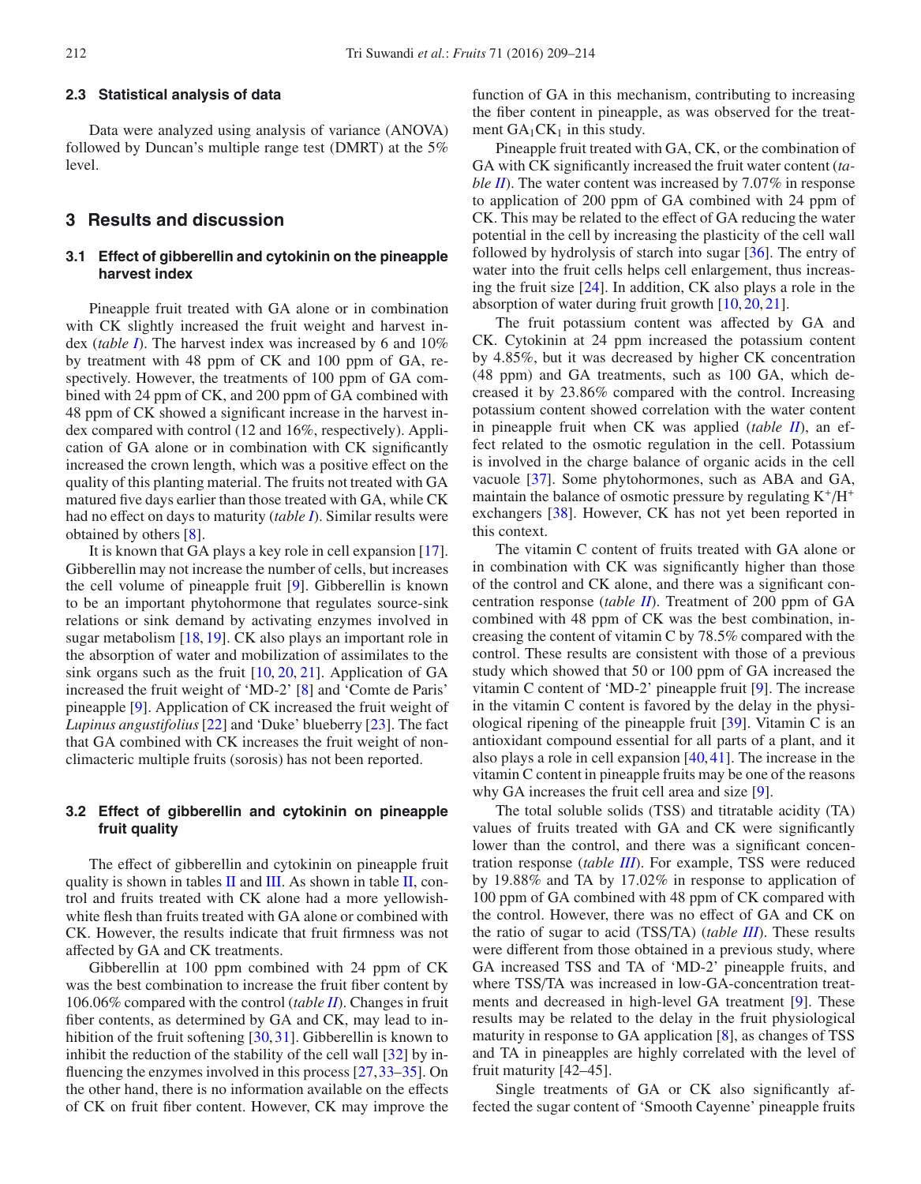### 2.3 Statistical analysis of data

Data were analyzed using analysis of variance (ANOVA) followed by Duncan's multiple range test (DMRT) at the 5% level.

## 3 Results and discussion

### 3.1 Effect of gibberellin and cytokinin on the pineapple harvest index

Pineapple fruit treated with GA alone or in combination with CK slightly increased the fruit weight and harvest index (*table I*). The harvest index was increased by 6 and 10% by treatment with 48 ppm of CK and 100 ppm of GA, respectively. However, the treatments of 100 ppm of GA combined with 24 ppm of CK, and 200 ppm of GA combined with 48 ppm of CK showed a significant increase in the harvest index compared with control (12 and 16%, respectively). Application of GA alone or in combination with CK significantly increased the crown length, which was a positive effect on the quality of this planting material. The fruits not treated with GA matured five days earlier than those treated with GA, while CK had no effect on days to maturity (*table I*). Similar results were obtained by others [8].

It is known that GA plays a key role in cell expansion [17]. Gibberellin may not increase the number of cells, but increases the cell volume of pineapple fruit [9]. Gibberellin is known to be an important phytohormone that regulates source-sink relations or sink demand by activating enzymes involved in sugar metabolism [18, 19]. CK also plays an important role in the absorption of water and mobilization of assimilates to the sink organs such as the fruit [10, 20, 21]. Application of GA increased the fruit weight of 'MD-2' [8] and 'Comte de Paris' pineapple [9]. Application of CK increased the fruit weight of *Lupinus angustifolius* [22] and 'Duke' blueberry [23]. The fact that GA combined with CK increases the fruit weight of non-climacteric multiple fruits (sorosis) has not been reported.

### 3.2 Effect of gibberellin and cytokinin on pineapple fruit quality

The effect of gibberellin and cytokinin on pineapple fruit quality is shown in tables II and III. As shown in table II, control and fruits treated with CK alone had a more yellowish-white flesh than fruits treated with GA alone or combined with CK. However, the results indicate that fruit firmness was not affected by GA and CK treatments.

Gibberellin at 100 ppm combined with 24 ppm of CK was the best combination to increase the fruit fiber content by 106.06% compared with the control (*table II*). Changes in fruit fiber contents, as determined by GA and CK, may lead to inhibition of the fruit softening [30, 31]. Gibberellin is known to inhibit the reduction of the stability of the cell wall [32] by influencing the enzymes involved in this process [27, 33–35]. On the other hand, there is no information available on the effects of CK on fruit fiber content. However, CK may improve the function of GA in this mechanism, contributing to increasing the fiber content in pineapple, as was observed for the treatment $GA_1CK_1$ in this study.

Pineapple fruit treated with GA, CK, or the combination of GA with CK significantly increased the fruit water content (*table II*). The water content was increased by 7.07% in response to application of 200 ppm of GA combined with 24 ppm of CK. This may be related to the effect of GA reducing the water potential in the cell by increasing the plasticity of the cell wall followed by hydrolysis of starch into sugar [36]. The entry of water into the fruit cells helps cell enlargement, thus increasing the fruit size [24]. In addition, CK also plays a role in the absorption of water during fruit growth [10, 20, 21].

The fruit potassium content was affected by GA and CK. Cytokinin at 24 ppm increased the potassium content by 4.85%, but it was decreased by higher CK concentration (48 ppm) and GA treatments, such as 100 GA, which decreased it by 23.86% compared with the control. Increasing potassium content showed correlation with the water content in pineapple fruit when CK was applied (*table II*), an effect related to the osmotic regulation in the cell. Potassium is involved in the charge balance of organic acids in the cell vacuole [37]. Some phytohormones, such as ABA and GA, maintain the balance of osmotic pressure by regulating $K^+/H^+$ exchangers [38]. However, CK has not yet been reported in this context.

The vitamin C content of fruits treated with GA alone or in combination with CK was significantly higher than those of the control and CK alone, and there was a significant concentration response (*table II*). Treatment of 200 ppm of GA combined with 48 ppm of CK was the best combination, increasing the content of vitamin C by 78.5% compared with the control. These results are consistent with those of a previous study which showed that 50 or 100 ppm of GA increased the vitamin C content of 'MD-2' pineapple fruit [9]. The increase in the vitamin C content is favored by the delay in the physiological ripening of the pineapple fruit [39]. Vitamin C is an antioxidant compound essential for all parts of a plant, and it also plays a role in cell expansion [40, 41]. The increase in the vitamin C content in pineapple fruits may be one of the reasons why GA increases the fruit cell area and size [9].

The total soluble solids (TSS) and titratable acidity (TA) values of fruits treated with GA and CK were significantly lower than the control, and there was a significant concentration response (*table III*). For example, TSS were reduced by 19.88% and TA by 17.02% in response to application of 100 ppm of GA combined with 48 ppm of CK compared with the control. However, there was no effect of GA and CK on the ratio of sugar to acid (TSS/TA) (*table III*). These results were different from those obtained in a previous study, where GA increased TSS and TA of 'MD-2' pineapple fruits, and where TSS/TA was increased in low-GA-concentration treatments and decreased in high-level GA treatment [9]. These results may be related to the delay in the fruit physiological maturity in response to GA application [8], as changes of TSS and TA in pineapples are highly correlated with the level of fruit maturity [42–45].

Single treatments of GA or CK also significantly affected the sugar content of 'Smooth Cayenne' pineapple fruits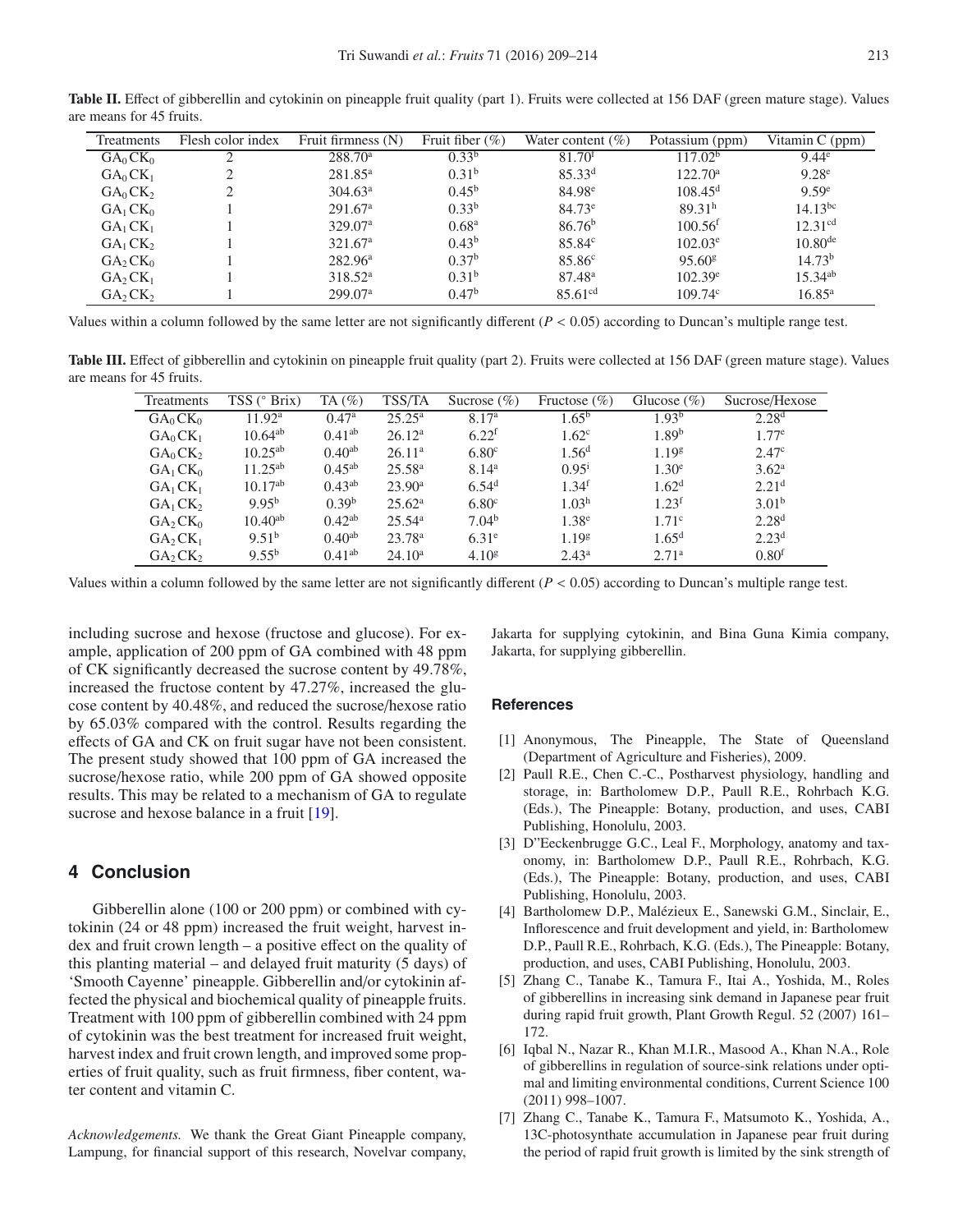**Table II.** Effect of gibberellin and cytokinin on pineapple fruit quality (part 1). Fruits were collected at 156 DAF (green mature stage). Values are means for 45 fruits.

| Treatments | Flesh color index | Fruit firmness (N) | Fruit fiber (%) | Water content (%) | Potassium (ppm) | Vitamin C (ppm) |
|---|---|---|---|---|---|---|
| $GA_0CK_0$ | 2 | 288.70[a] | 0.33[b] | 81.70[f] | 117.02[b] | 9.44[e] |
| $GA_0CK_1$ | 2 | 281.85[a] | 0.31[b] | 85.33[d] | 122.70[a] | 9.28[e] |
| $GA_0CK_2$ | 2 | 304.63[a] | 0.45[b] | 84.98[e] | 108.45[d] | 9.59[e] |
| $GA_1CK_0$ | 1 | 291.67[a] | 0.33[b] | 84.73[e] | 89.31[h] | 14.13[bc] |
| $GA_1CK_1$ | 1 | 329.07[a] | 0.68[a] | 86.76[b] | 100.56[f] | 12.31[cd] |
| $GA_1CK_2$ | 1 | 321.67[a] | 0.43[b] | 85.84[c] | 102.03[e] | 10.80[de] |
| $GA_2CK_0$ | 1 | 282.96[a] | 0.37[b] | 85.86[c] | 95.60[g] | 14.73[b] |
| $GA_2CK_1$ | 1 | 318.52[a] | 0.31[b] | 87.48[a] | 102.39[e] | 15.34[ab] |
| $GA_2CK_2$ | 1 | 299.07[a] | 0.47[b] | 85.61[cd] | 109.74[c] | 16.85[a] |

Values within a column followed by the same letter are not significantly different ($P < 0.05$) according to Duncan's multiple range test.

**Table III.** Effect of gibberellin and cytokinin on pineapple fruit quality (part 2). Fruits were collected at 156 DAF (green mature stage). Values are means for 45 fruits.

| Treatments | TSS (° Brix) | TA (%) | TSS/TA | Sucrose (%) | Fructose (%) | Glucose (%) | Sucrose/Hexose |
|---|---|---|---|---|---|---|---|
| $GA_0CK_0$ | 11.92[a] | 0.47[a] | 25.25[a] | 8.17[a] | 1.65[b] | 1.93[b] | 2.28[d] |
| $GA_0CK_1$ | 10.64[ab] | 0.41[ab] | 26.12[a] | 6.22[f] | 1.62[c] | 1.89[b] | 1.77[e] |
| $GA_0CK_2$ | 10.25[ab] | 0.40[ab] | 26.11[a] | 6.80[c] | 1.56[d] | 1.19[g] | 2.47[c] |
| $GA_1CK_0$ | 11.25[ab] | 0.45[ab] | 25.58[a] | 8.14[a] | 0.95[i] | 1.30[e] | 3.62[a] |
| $GA_1CK_1$ | 10.17[ab] | 0.43[ab] | 23.90[a] | 6.54[d] | 1.34[f] | 1.62[d] | 2.21[d] |
| $GA_1CK_2$ | 9.95[b] | 0.39[b] | 25.62[a] | 6.80[c] | 1.03[h] | 1.23[f] | 3.01[b] |
| $GA_2CK_0$ | 10.40[ab] | 0.42[ab] | 25.54[a] | 7.04[b] | 1.38[e] | 1.71[c] | 2.28[d] |
| $GA_2CK_1$ | 9.51[b] | 0.40[ab] | 23.78[a] | 6.31[e] | 1.19[g] | 1.65[d] | 2.23[d] |
| $GA_2CK_2$ | 9.55[b] | 0.41[ab] | 24.10[a] | 4.10[g] | 2.43[a] | 2.71[a] | 0.80[f] |

Values within a column followed by the same letter are not significantly different ($P < 0.05$) according to Duncan's multiple range test.

including sucrose and hexose (fructose and glucose). For example, application of 200 ppm of GA combined with 48 ppm of CK significantly decreased the sucrose content by 49.78%, increased the fructose content by 47.27%, increased the glucose content by 40.48%, and reduced the sucrose/hexose ratio by 65.03% compared with the control. Results regarding the effects of GA and CK on fruit sugar have not been consistent. The present study showed that 100 ppm of GA increased the sucrose/hexose ratio, while 200 ppm of GA showed opposite results. This may be related to a mechanism of GA to regulate sucrose and hexose balance in a fruit [19].

## 4 Conclusion

Gibberellin alone (100 or 200 ppm) or combined with cytokinin (24 or 48 ppm) increased the fruit weight, harvest index and fruit crown length – a positive effect on the quality of this planting material – and delayed fruit maturity (5 days) of 'Smooth Cayenne' pineapple. Gibberellin and/or cytokinin affected the physical and biochemical quality of pineapple fruits. Treatment with 100 ppm of gibberellin combined with 24 ppm of cytokinin was the best treatment for increased fruit weight, harvest index and fruit crown length, and improved some properties of fruit quality, such as fruit firmness, fiber content, water content and vitamin C.

*Acknowledgements.* We thank the Great Giant Pineapple company, Lampung, for financial support of this research, Novelvar company, Jakarta for supplying cytokinin, and Bina Guna Kimia company, Jakarta, for supplying gibberellin.

## References

[1] Anonymous, The Pineapple, The State of Queensland (Department of Agriculture and Fisheries), 2009.

[2] Paull R.E., Chen C.-C., Postharvest physiology, handling and storage, in: Bartholomew D.P., Paull R.E., Rohrbach K.G. (Eds.), The Pineapple: Botany, production, and uses, CABI Publishing, Honolulu, 2003.

[3] D"Eeckenbrugge G.C., Leal F., Morphology, anatomy and taxonomy, in: Bartholomew D.P., Paull R.E., Rohrbach, K.G. (Eds.), The Pineapple: Botany, production, and uses, CABI Publishing, Honolulu, 2003.

[4] Bartholomew D.P., Malézieux E., Sanewski G.M., Sinclair, E., Inflorescence and fruit development and yield, in: Bartholomew D.P., Paull R.E., Rohrbach, K.G. (Eds.), The Pineapple: Botany, production, and uses, CABI Publishing, Honolulu, 2003.

[5] Zhang C., Tanabe K., Tamura F., Itai A., Yoshida, M., Roles of gibberellins in increasing sink demand in Japanese pear fruit during rapid fruit growth, Plant Growth Regul. 52 (2007) 161–172.

[6] Iqbal N., Nazar R., Khan M.I.R., Masood A., Khan N.A., Role of gibberellins in regulation of source-sink relations under optimal and limiting environmental conditions, Current Science 100 (2011) 998–1007.

[7] Zhang C., Tanabe K., Tamura F., Matsumoto K., Yoshida, A., 13C-photosynthate accumulation in Japanese pear fruit during the period of rapid fruit growth is limited by the sink strength of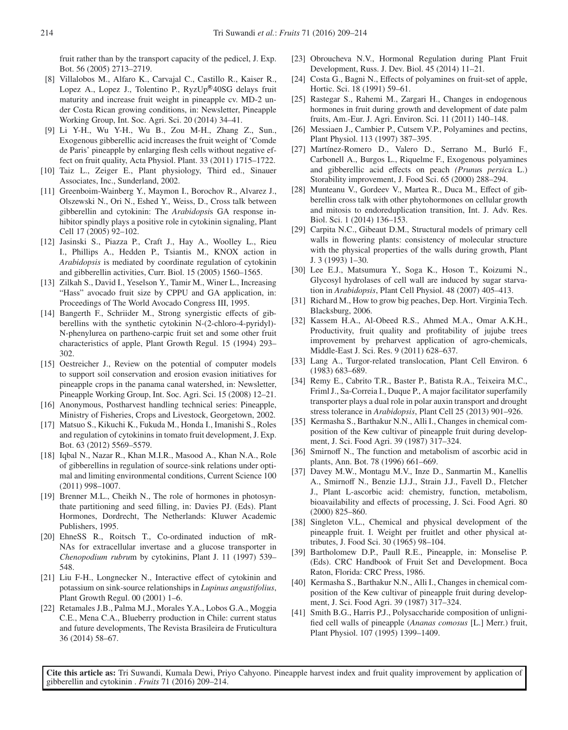fruit rather than by the transport capacity of the pedicel, J. Exp. Bot. 56 (2005) 2713–2719.

[8] Villalobos M., Alfaro K., Carvajal C., Castillo R., Kaiser R., Lopez A., Lopez J., Tolentino P., RyzUp®40SG delays fruit maturity and increase fruit weight in pineapple cv. MD-2 under Costa Rican growing conditions, in: Newsletter, Pineapple Working Group, Int. Soc. Agri. Sci. 20 (2014) 34–41.

[9] Li Y-H., Wu Y-H., Wu B., Zou M-H., Zhang Z., Sun., Exogenous gibberellic acid increases the fruit weight of 'Comde de Paris' pineapple by enlarging flesh cells without negative effect on fruit quality, Acta Physiol. Plant. 33 (2011) 1715–1722.

[10] Taiz L., Zeiger E., Plant physiology, Third ed., Sinauer Associates, Inc., Sunderland, 2002.

[11] Greenboim-Wainberg Y., Maymon I., Borochov R., Alvarez J., Olszewski N., Ori N., Eshed Y., Weiss, D., Cross talk between gibberellin and cytokinin: The *Arabidopsis* GA response inhibitor spindly plays a positive role in cytokinin signaling, Plant Cell 17 (2005) 92–102.

[12] Jasinski S., Piazza P., Craft J., Hay A., Woolley L., Rieu I., Phillips A., Hedden P., Tsiantis M., KNOX action in *Arabidopsis* is mediated by coordinate regulation of cytokinin and gibberellin activities, Curr. Biol. 15 (2005) 1560–1565.

[13] Zilkah S., David I., Yeselson Y., Tamir M., Winer L., Increasing "Hass" avocado fruit size by CPPU and GA application, in: Proceedings of The World Avocado Congress III, 1995.

[14] Bangerth F., Schriider M., Strong synergistic effects of gibberellins with the synthetic cytokinin N-(2-chloro-4-pyridyl)-N-phenylurea on partheno-carpic fruit set and some other fruit characteristics of apple, Plant Growth Regul. 15 (1994) 293–302.

[15] Oestreicher J., Review on the potential of computer models to support soil conservation and erosion evasion initiatives for pineapple crops in the panama canal watershed, in: Newsletter, Pineapple Working Group, Int. Soc. Agri. Sci. 15 (2008) 12–21.

[16] Anonymous, Postharvest handling technical series: Pineapple, Ministry of Fisheries, Crops and Livestock, Georgetown, 2002.

[17] Matsuo S., Kikuchi K., Fukuda M., Honda I., Imanishi S., Roles and regulation of cytokinins in tomato fruit development, J. Exp. Bot. 63 (2012) 5569–5579.

[18] Iqbal N., Nazar R., Khan M.I.R., Masood A., Khan N.A., Role of gibberellins in regulation of source-sink relations under optimal and limiting environmental conditions, Current Science 100 (2011) 998–1007.

[19] Brenner M.L., Cheikh N., The role of hormones in photosynthate partitioning and seed filling, in: Davies PJ. (Eds). Plant Hormones, Dordrecht, The Netherlands: Kluwer Academic Publishers, 1995.

[20] EhneSS R., Roitsch T., Co-ordinated induction of mRNAs for extracellular invertase and a glucose transporter in *Chenopodium rubrum* by cytokinins, Plant J. 11 (1997) 539–548.

[21] Liu F-H., Longnecker N., Interactive effect of cytokinin and potassium on sink-source relationships in *Lupinus angustifolius*, Plant Growth Regul. 00 (2001) 1–6.

[22] Retamales J.B., Palma M.J., Morales Y.A., Lobos G.A., Moggia C.E., Mena C.A., Blueberry production in Chile: current status and future developments, The Revista Brasileira de Fruticultura 36 (2014) 58–67.

[23] Obroucheva N.V., Hormonal Regulation during Plant Fruit Development, Russ. J. Dev. Biol. 45 (2014) 11–21.

[24] Costa G., Bagni N., Effects of polyamines on fruit-set of apple, Hortic. Sci. 18 (1991) 59–61.

[25] Rastegar S., Rahemi M., Zargari H., Changes in endogenous hormones in fruit during growth and development of date palm fruits, Am.-Eur. J. Agri. Environ. Sci. 11 (2011) 140–148.

[26] Messiaen J., Cambier P., Cutsem V.P., Polyamines and pectins, Plant Physiol. 113 (1997) 387–395.

[27] Martínez-Romero D., Valero D., Serrano M., Burló F., Carbonell A., Burgos L., Riquelme F., Exogenous polyamines and gibberellic acid effects on peach *(Prunus persica* L.) Storability improvement, J. Food Sci. 65 (2000) 288–294.

[28] Munteanu V., Gordeev V., Martea R., Duca M., Effect of gibberellin cross talk with other phytohormones on cellular growth and mitosis to endoreduplication transition, Int. J. Adv. Res. Biol. Sci. 1 (2014) 136–153.

[29] Carpita N.C., Gibeaut D.M., Structural models of primary cell walls in flowering plants: consistency of molecular structure with the physical properties of the walls during growth, Plant J. 3 (1993) 1–30.

[30] Lee E.J., Matsumura Y., Soga K., Hoson T., Koizumi N., Glycosyl hydrolases of cell wall are induced by sugar starvation in *Arabidopsis*, Plant Cell Physiol. 48 (2007) 405–413.

[31] Richard M., How to grow big peaches, Dep. Hort. Virginia Tech. Blacksburg, 2006.

[32] Kassem H.A., Al-Obeed R.S., Ahmed M.A., Omar A.K.H., Productivity, fruit quality and profitability of jujube trees improvement by preharvest application of agro-chemicals, Middle-East J. Sci. Res. 9 (2011) 628–637.

[33] Lang A., Turgor-related translocation, Plant Cell Environ. 6 (1983) 683–689.

[34] Remy E., Cabrito T.R., Baster P., Batista R.A., Teixeira M.C., Friml J., Sa-Correia I., Duque P., A major facilitator superfamily transporter plays a dual role in polar auxin transport and drought stress tolerance in *Arabidopsis*, Plant Cell 25 (2013) 901–926.

[35] Kermasha S., Barthakur N.N., Alli I., Changes in chemical composition of the Kew cultivar of pineapple fruit during development, J. Sci. Food Agri. 39 (1987) 317–324.

[36] Smirnoff N., The function and metabolism of ascorbic acid in plants, Ann. Bot. 78 (1996) 661–669.

[37] Davey M.W., Montagu M.V., Inze D., Sanmartin M., Kanellis A., Smirnoff N., Benzie I.J.J., Strain J.J., Favell D., Fletcher J., Plant L-ascorbic acid: chemistry, function, metabolism, bioavailability and effects of processing, J. Sci. Food Agri. 80 (2000) 825–860.

[38] Singleton V.L., Chemical and physical development of the pineapple fruit. I. Weight per fruitlet and other physical attributes, J. Food Sci. 30 (1965) 98–104.

[39] Bartholomew D.P., Paull R.E., Pineapple, in: Monselise P. (Eds). CRC Handbook of Fruit Set and Development. Boca Raton, Florida: CRC Press, 1986.

[40] Kermasha S., Barthakur N.N., Alli I., Changes in chemical composition of the Kew cultivar of pineapple fruit during development, J. Sci. Food Agri. 39 (1987) 317–324.

[41] Smith B.G., Harris P.J., Polysaccharide composition of unlignified cell walls of pineapple (*Ananas comosus* [L.] Merr.) fruit, Plant Physiol. 107 (1995) 1399–1409.

**Cite this article as:** Tri Suwandi, Kumala Dewi, Priyo Cahyono. Pineapple harvest index and fruit quality improvement by application of gibberellin and cytokinin . *Fruits* 71 (2016) 209–214.